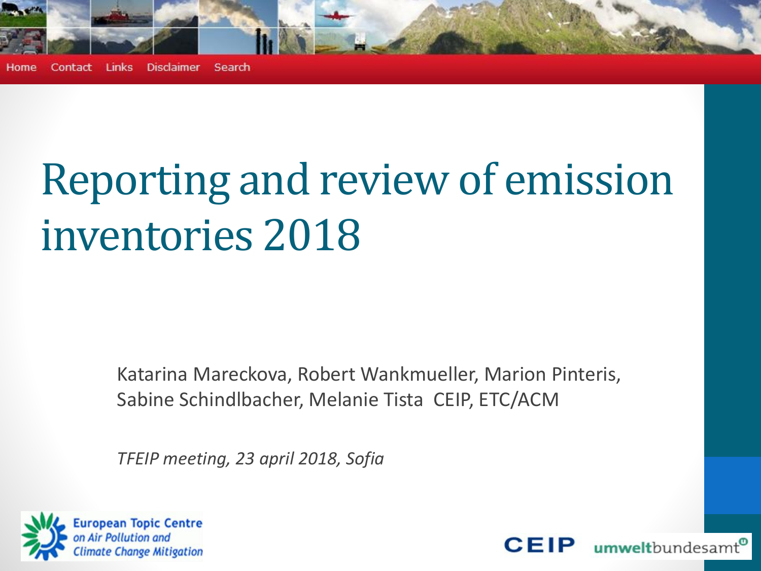Home Contact Links Disclaimer Search

# Reporting and review of emission inventories 2018

Katarina Mareckova, Robert Wankmueller, Marion Pinteris, Sabine Schindlbacher, Melanie Tista CEIP, ETC/ACM

*TFEIP meeting, 23 april 2018, Sofia*

European Topic Centre on Air Pollution and Climate Change Mitigation

CEIP umweltbundesamt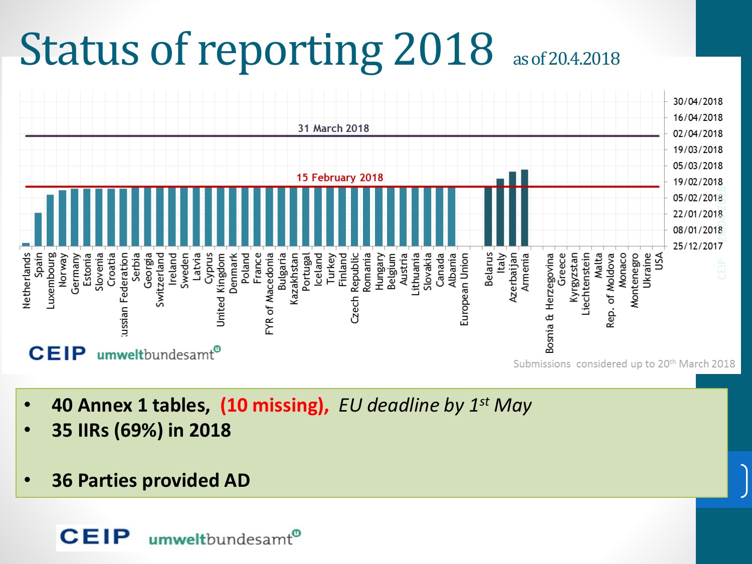# Status of reporting 2018 as of 20.4.2018

31 March 2018

15 February 2018

Netherlands, Spain, Luxembourg, Norway, Germany, Estonia, Slovenia, Croatia, Russian Federation, Serbia, Georgia, Switzerland, Ireland, Sweden, Latvia, Cyprus, United Kingdom, Denmark, Poland, France, FYR of Macedonia, Bulgaria, Kazakhstan, Portugal, Iceland, Turkey, Finland, Czech Republic, Romania, Hungary, Belgium, Austria, Lithuania, Slovakia, Canada, Albania, European Union, Belarus, Italy, Azerbaijan, Armenia, Bosnia & Herzegovina, Greece, Kyrgyzstan, Liechtenstein, Malta, Rep. of Moldova, Monaco, Montenegro, Ukraine, USA

25/12/2017, 08/01/2018, 22/01/2018, 05/02/2018, 19/02/2018, 05/03/2018, 19/03/2018, 02/04/2018, 16/04/2018, 30/04/2018

CEIP umweltbundesamt

Submissions considered up to 20th March 2018

- **40 Annex 1 tables, (10 missing),** *EU deadline by 1st May*
- **35 IIRs (69%) in 2018**
- **36 Parties provided AD**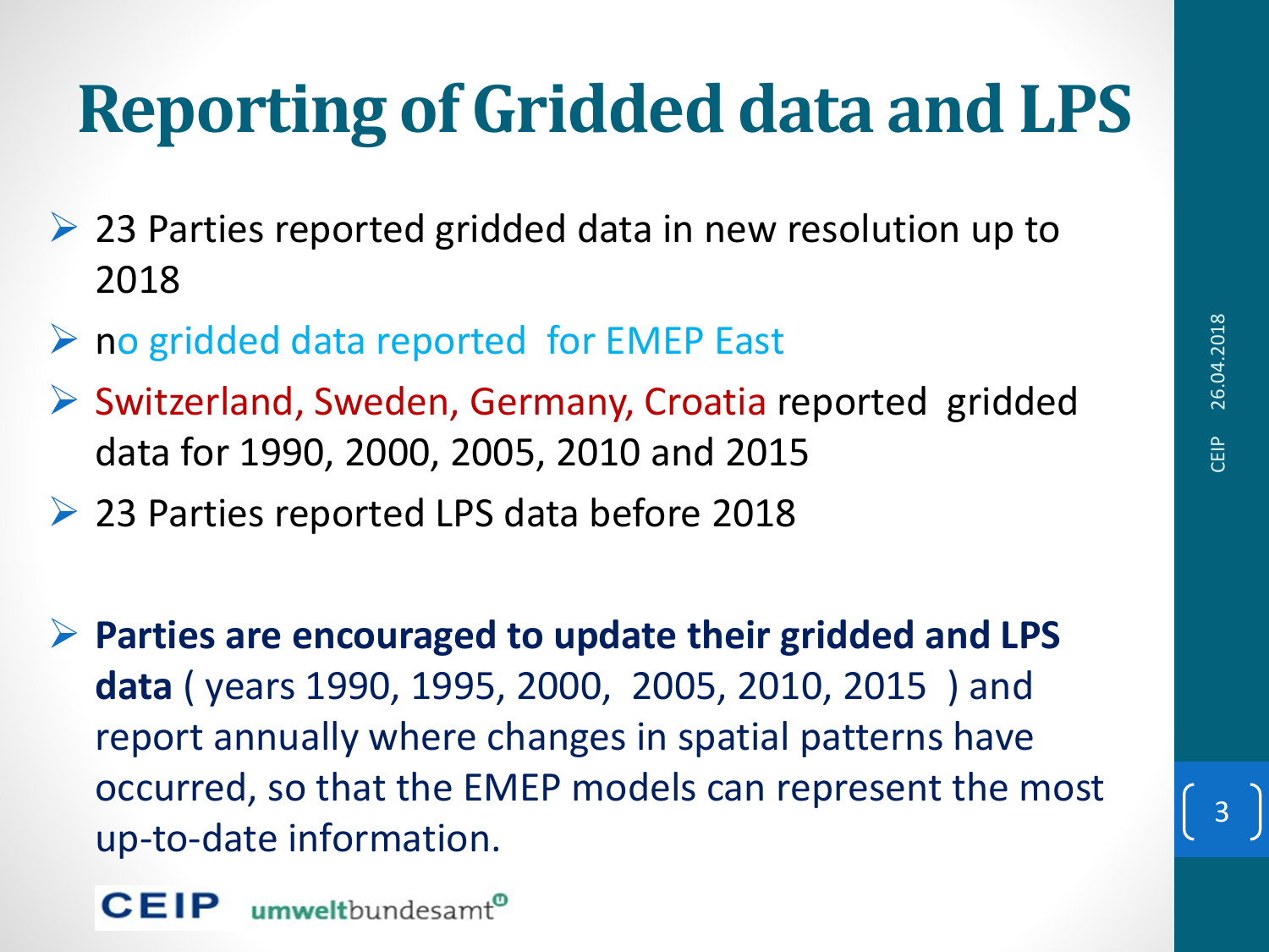# Reporting of Gridded data and LPS

- 23 Parties reported gridded data in new resolution up to 2018
- no gridded data reported for EMEP East
- Switzerland, Sweden, Germany, Croatia reported gridded data for 1990, 2000, 2005, 2010 and 2015
- 23 Parties reported LPS data before 2018

- **Parties are encouraged to update their gridded and LPS data** ( years 1990, 1995, 2000, 2005, 2010, 2015 ) and report annually where changes in spatial patterns have occurred, so that the EMEP models can represent the most up-to-date information.

CEIP umweltbundesamt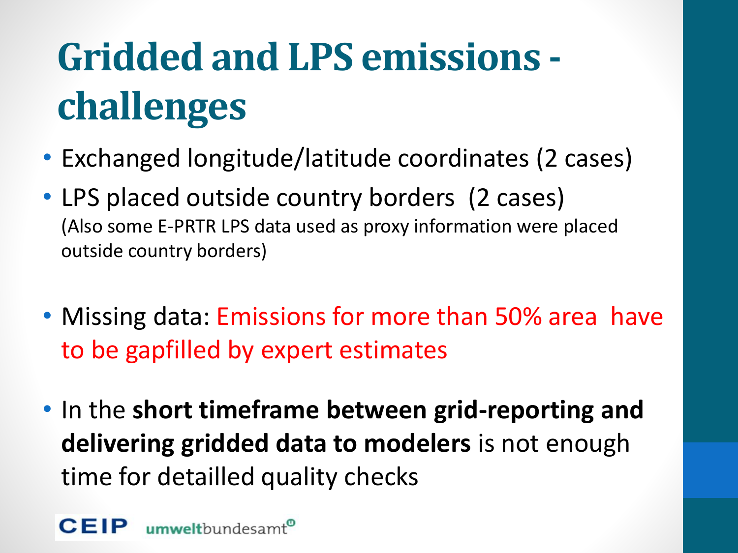# Gridded and LPS emissions - challenges

- Exchanged longitude/latitude coordinates (2 cases)
- LPS placed outside country borders (2 cases)
  (Also some E-PRTR LPS data used as proxy information were placed outside country borders)

- Missing data: Emissions for more than 50% area have to be gapfilled by expert estimates

- In the **short timeframe between grid-reporting and delivering gridded data to modelers** is not enough time for detailled quality checks

CEIP umweltbundesamt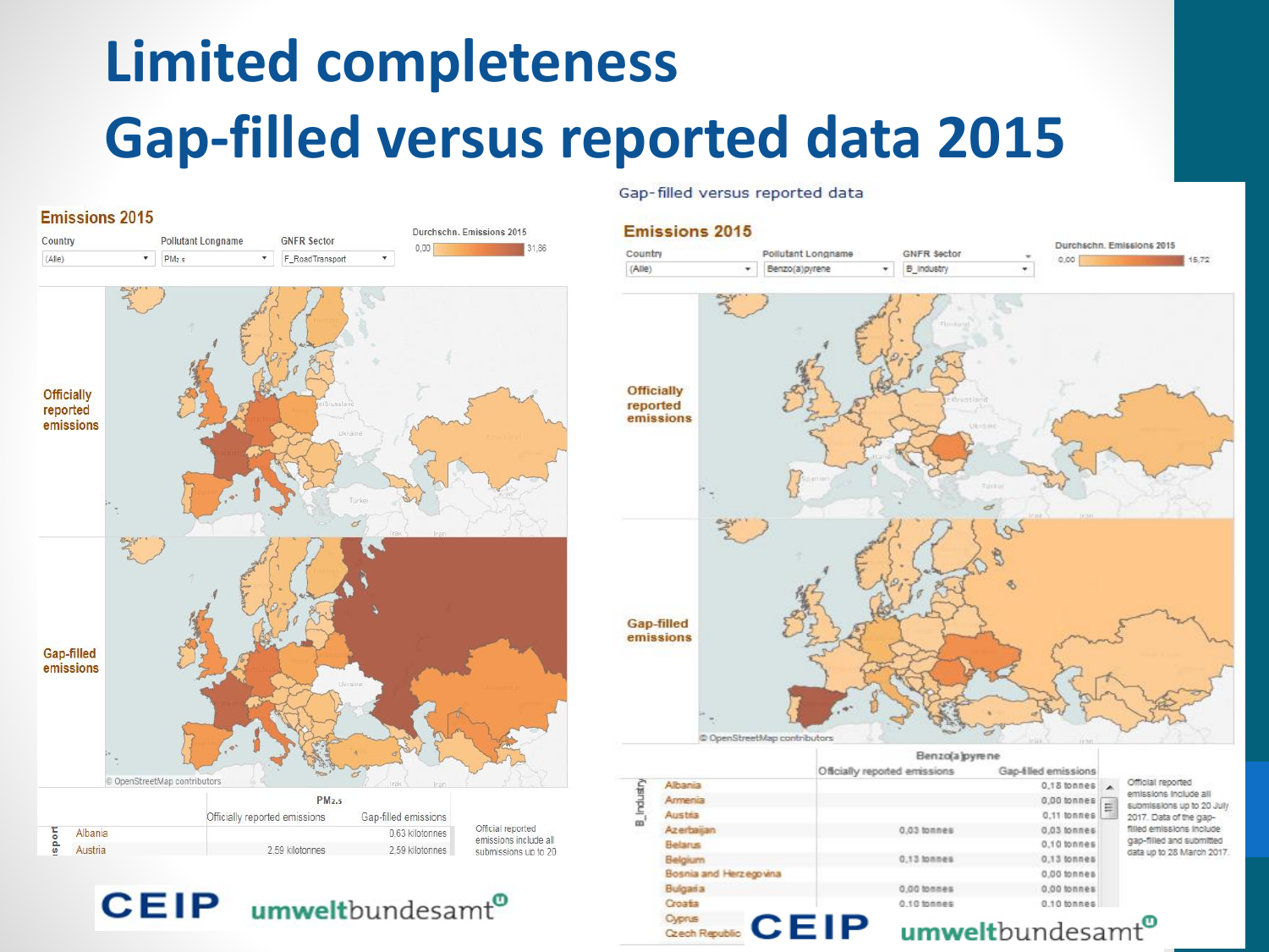# Limited completeness
# Gap-filled versus reported data 2015

**Emissions 2015**

Country: (Alle) | Pollutant Longname: $PM_{2.5}$ | GNFR Sector: F_RoadTransport

Durchschn. Emissions 2015: 0,00 – 31,86

Officially reported emissions

Gap-filled emissions

© OpenStreetMap contributors

| | $PM_{2.5}$ | |
|---|---|---|
| | Officially reported emissions | Gap-filled emissions |
| Albania | | 0,63 kilotonnes |
| Austria | 2,59 kilotonnes | 2,59 kilotonnes |

Official reported emissions include all submissions up to 20

Gap-filled versus reported data

**Emissions 2015**

Country: (Alle) | Pollutant Longname: Benzo(a)pyrene | GNFR Sector: B_Industry

Durchschn. Emissions 2015: 0,00 – 15,72

Officially reported emissions

Gap-filled emissions

© OpenStreetMap contributors

| B_Industry | Benzo(a)pyrene | |
|---|---|---|
| | Officially reported emissions | Gap-filled emissions |
| Albania | | 0,18 tonnes |
| Armenia | | 0,00 tonnes |
| Austria | | 0,11 tonnes |
| Azerbaijan | 0,03 tonnes | 0,03 tonnes |
| Belarus | | 0,10 tonnes |
| Belgium | 0,13 tonnes | 0,13 tonnes |
| Bosnia and Herzegovina | | 0,00 tonnes |
| Bulgaria | 0,00 tonnes | 0,00 tonnes |
| Croatia | 0,10 tonnes | 0,10 tonnes |
| Cyprus | | |
| Czech Republic | | |

Official reported emissions include all submissions up to 20 July 2017. Data of the gap-filled emissions include gap-filled and submitted data up to 28 March 2017.

CEIP umweltbundesamt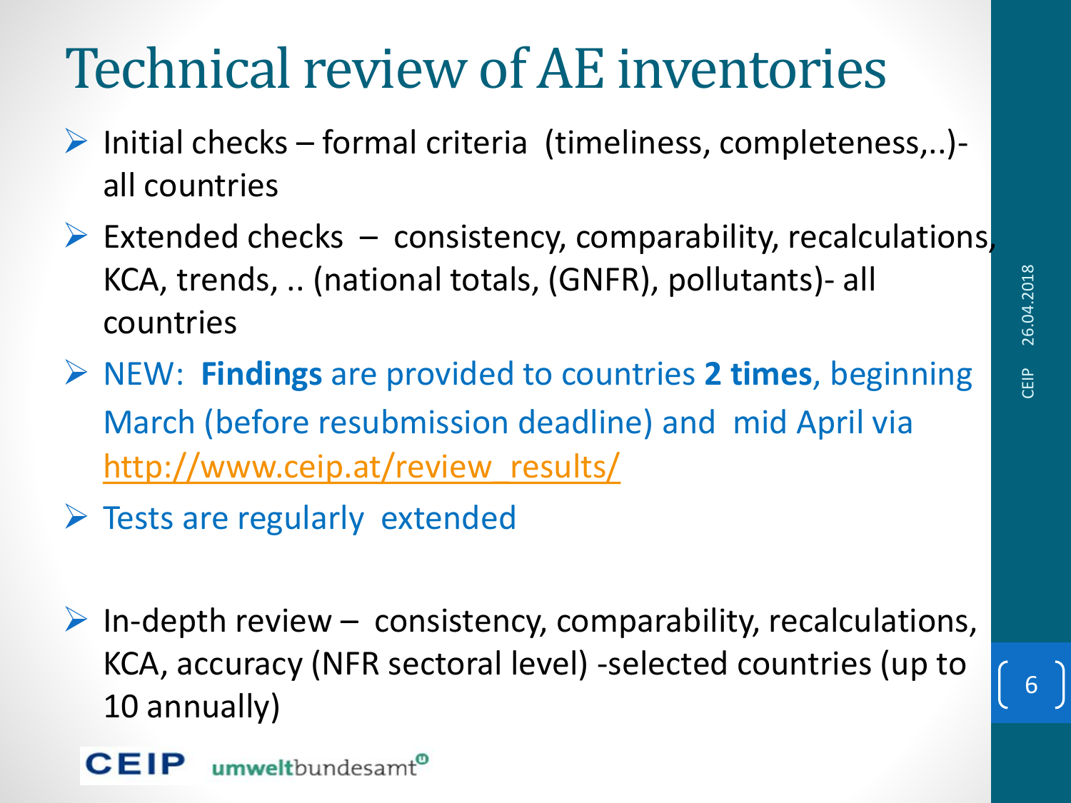# Technical review of AE inventories

- Initial checks – formal criteria (timeliness, completeness,..)- all countries
- Extended checks – consistency, comparability, recalculations, KCA, trends, .. (national totals, (GNFR), pollutants)- all countries
- NEW: **Findings** are provided to countries **2 times**, beginning March (before resubmission deadline) and mid April via http://www.ceip.at/review_results/
- Tests are regularly extended

- In-depth review – consistency, comparability, recalculations, KCA, accuracy (NFR sectoral level) -selected countries (up to 10 annually)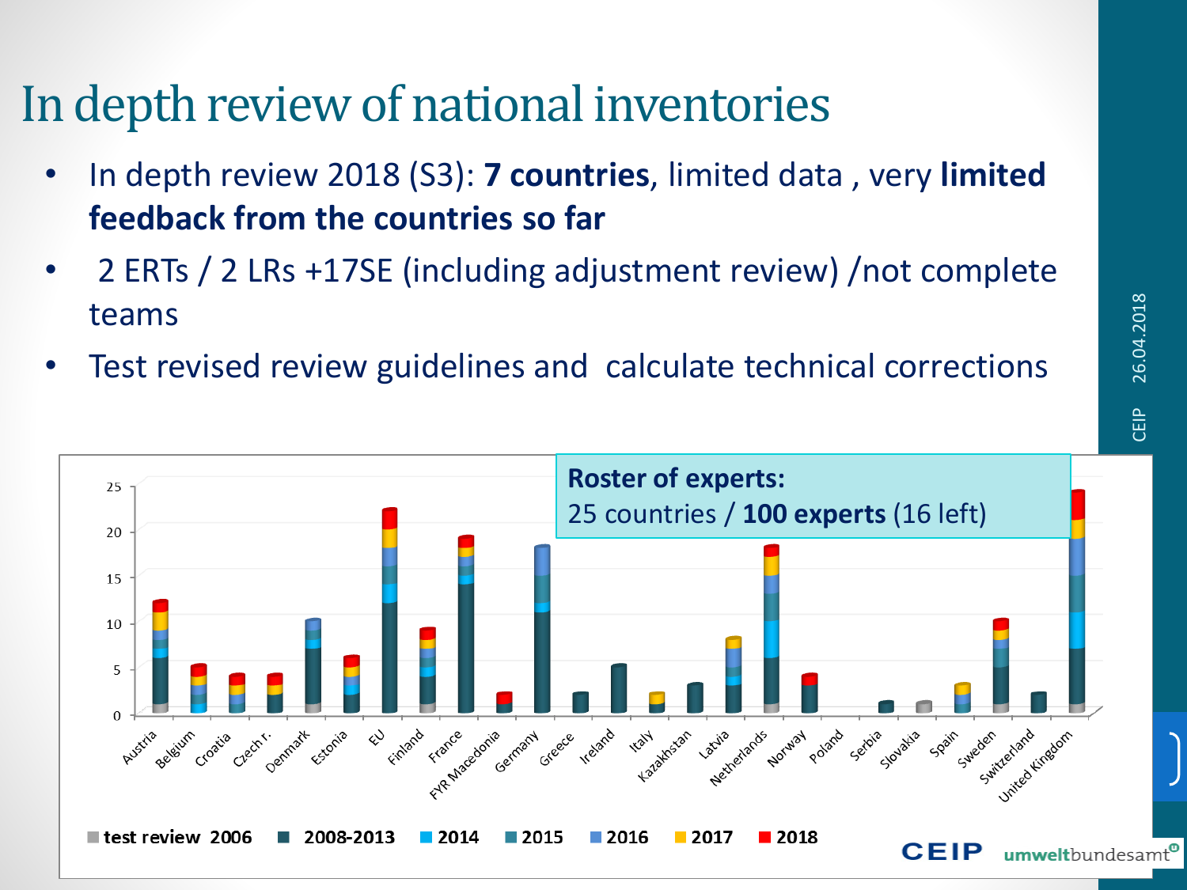# In depth review of national inventories

- In depth review 2018 (S3): **7 countries**, limited data , very **limited feedback from the countries so far**
- 2 ERTs / 2 LRs +17SE (including adjustment review) /not complete teams
- Test revised review guidelines and calculate technical corrections

**Roster of experts:**
25 countries / **100 experts** (16 left)

Legend: test review 2006, 2008-2013, 2014, 2015, 2016, 2017, 2018

Countries: Austria, Belgium, Croatia, Czech r., Denmark, Estonia, EU, Finland, France, FYR Macedonia, Germany, Greece, Ireland, Italy, Kazakhstan, Latvia, Netherlands, Norway, Poland, Serbia, Slovakia, Spain, Sweden, Switzerland, United Kingdom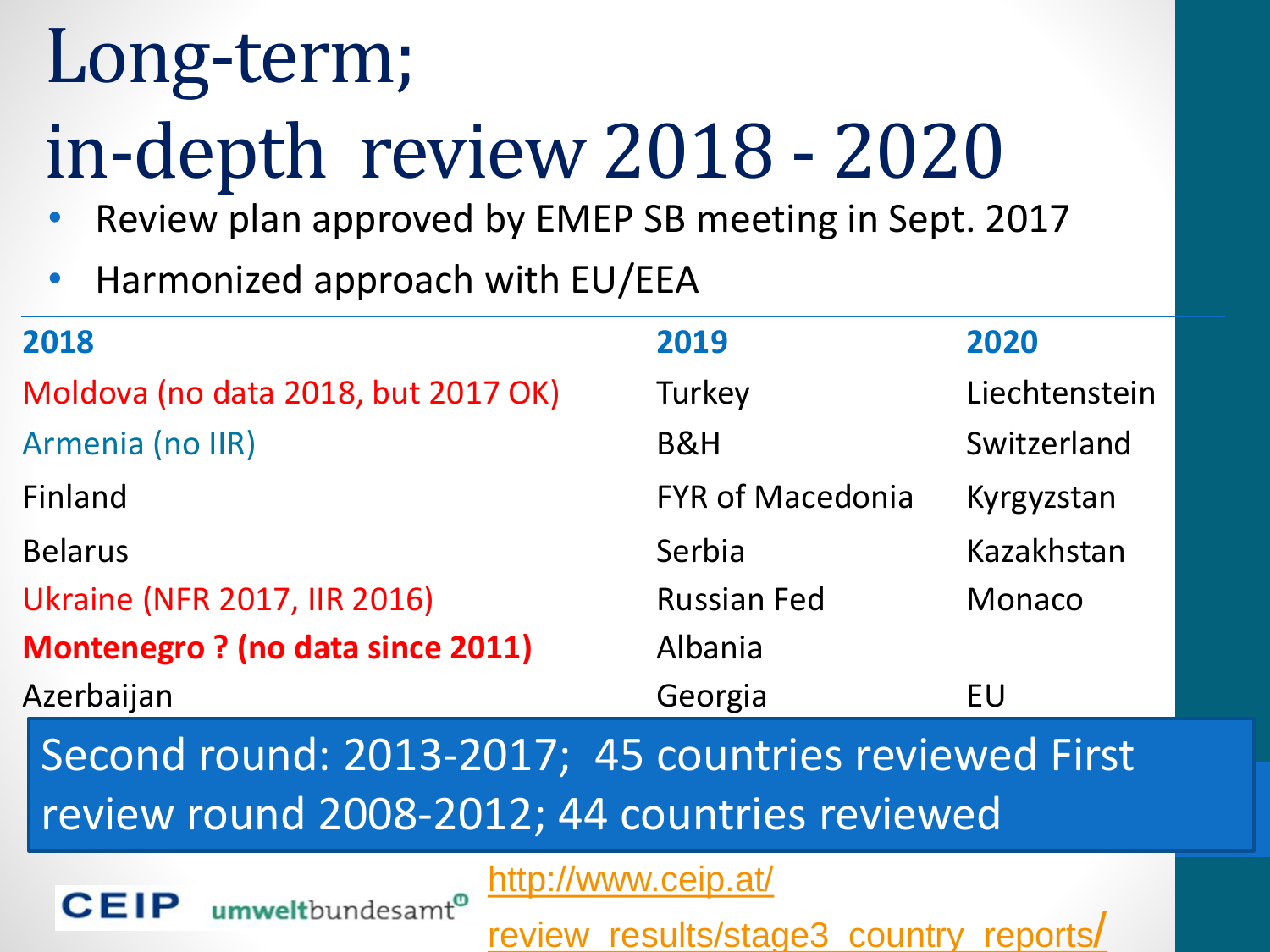# Long-term; in-depth review 2018 - 2020

- Review plan approved by EMEP SB meeting in Sept. 2017
- Harmonized approach with EU/EEA

| 2018 | 2019 | 2020 |
|---|---|---|
| Moldova (no data 2018, but 2017 OK) | Turkey | Liechtenstein |
| Armenia (no IIR) | B&H | Switzerland |
| Finland | FYR of Macedonia | Kyrgyzstan |
| Belarus | Serbia | Kazakhstan |
| Ukraine (NFR 2017, IIR 2016) | Russian Fed | Monaco |
| **Montenegro ? (no data since 2011)** | Albania | |
| Azerbaijan | Georgia | EU |

Second round: 2013-2017; 45 countries reviewed First review round 2008-2012; 44 countries reviewed

CEIP umweltbundesamt

http://www.ceip.at/review_results/stage3_country_reports/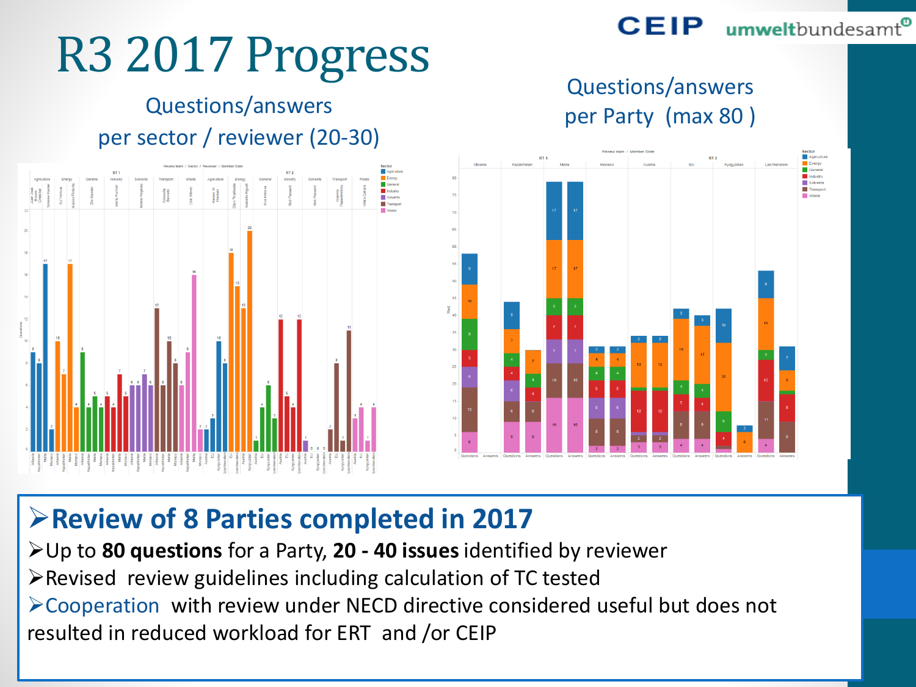# R3 2017 Progress

Questions/answers per sector / reviewer (20-30)

Questions/answers per Party (max 80 )

## ➢Review of 8 Parties completed in 2017

- ➢Up to **80 questions** for a Party, **20 - 40 issues** identified by reviewer
- ➢Revised review guidelines including calculation of TC tested
- ➢Cooperation with review under NECD directive considered useful but does not resulted in reduced workload for ERT and /or CEIP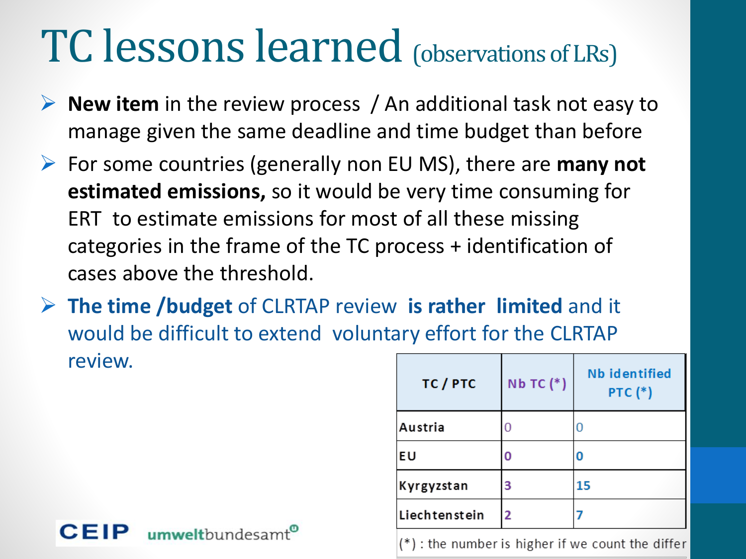# TC lessons learned (observations of LRs)

- **New item** in the review process / An additional task not easy to manage given the same deadline and time budget than before
- For some countries (generally non EU MS), there are **many not estimated emissions,** so it would be very time consuming for ERT to estimate emissions for most of all these missing categories in the frame of the TC process + identification of cases above the threshold.
- **The time /budget** of CLRTAP review **is rather limited** and it would be difficult to extend voluntary effort for the CLRTAP review.

| TC / PTC | Nb TC (*) | Nb identified PTC (*) |
|---|---|---|
| Austria | 0 | 0 |
| EU | 0 | 0 |
| Kyrgyzstan | 3 | 15 |
| Liechtenstein | 2 | 7 |

(*) : the number is higher if we count the differ

CEIP umweltbundesamt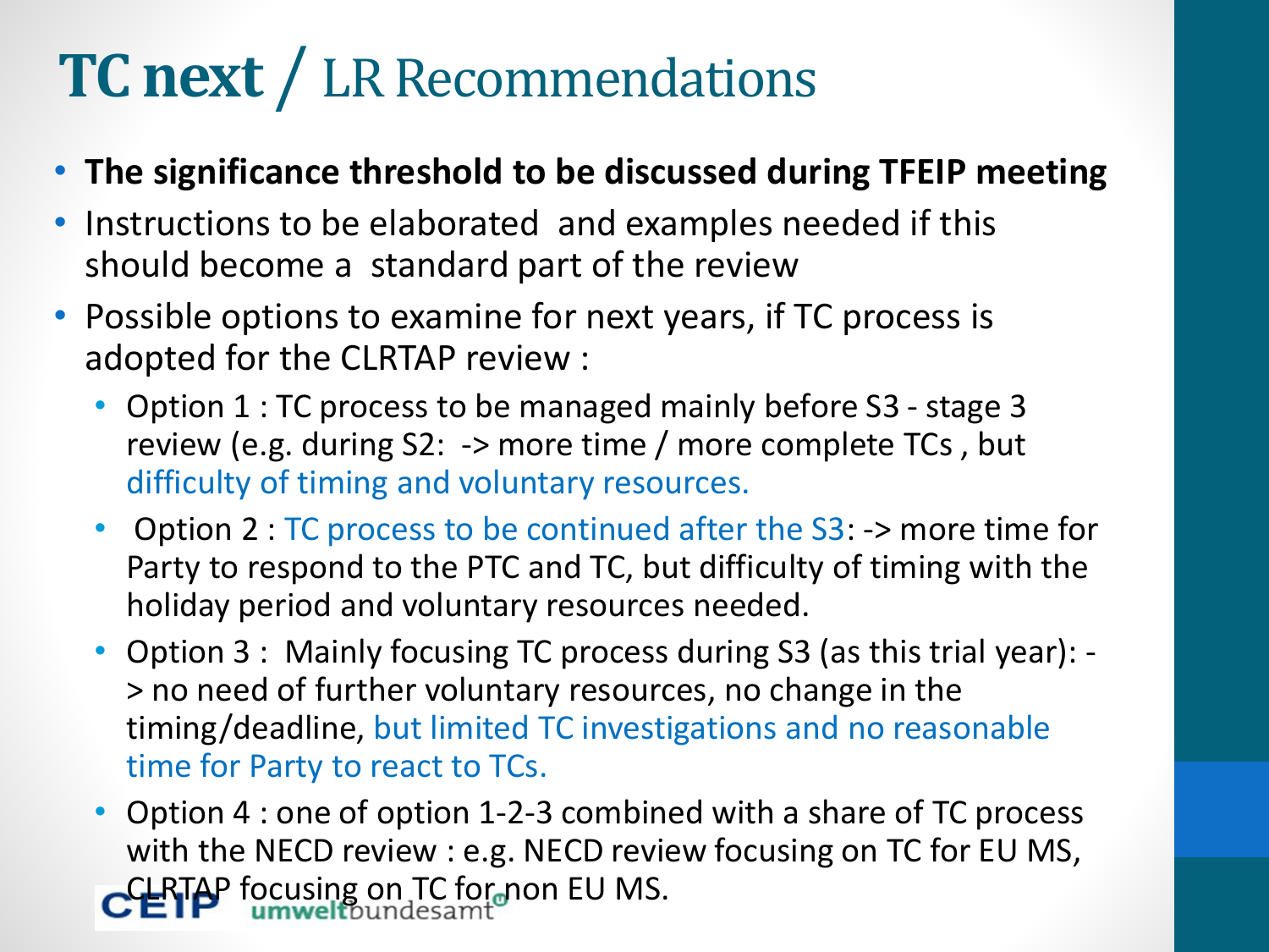# **TC next** / LR Recommendations

- **The significance threshold to be discussed during TFEIP meeting**
- Instructions to be elaborated and examples needed if this should become a standard part of the review
- Possible options to examine for next years, if TC process is adopted for the CLRTAP review :
  - Option 1 : TC process to be managed mainly before S3 - stage 3 review (e.g. during S2: -> more time / more complete TCs , but difficulty of timing and voluntary resources.
  - Option 2 : TC process to be continued after the S3: -> more time for Party to respond to the PTC and TC, but difficulty of timing with the holiday period and voluntary resources needed.
  - Option 3 : Mainly focusing TC process during S3 (as this trial year): -> no need of further voluntary resources, no change in the timing/deadline, but limited TC investigations and no reasonable time for Party to react to TCs.
  - Option 4 : one of option 1-2-3 combined with a share of TC process with the NECD review : e.g. NECD review focusing on TC for EU MS, CLRTAP focusing on TC for non EU MS.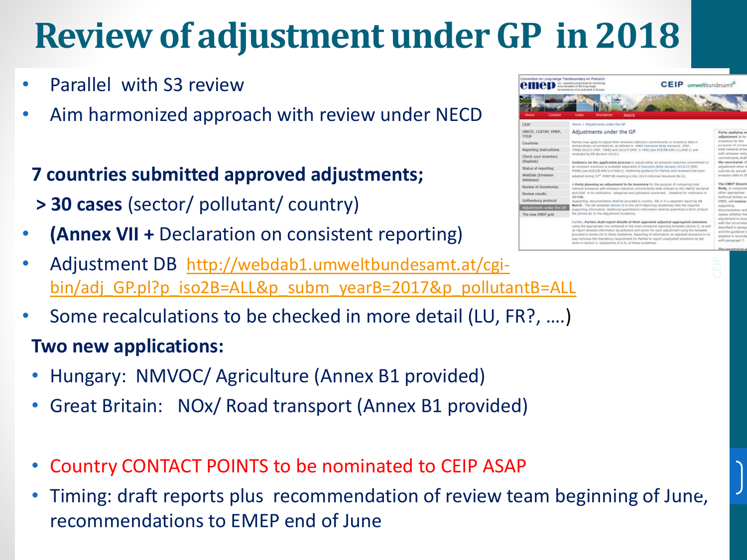# Review of adjustment under GP in 2018

- Parallel with S3 review
- Aim harmonized approach with review under NECD

**7 countries submitted approved adjustments;**

**> 30 cases** (sector/ pollutant/ country)

- **(Annex VII +** Declaration on consistent reporting)
- Adjustment DB http://webdab1.umweltbundesamt.at/cgi-bin/adj_GP.pl?p_iso2B=ALL&p_subm_yearB=2017&p_pollutantB=ALL
- Some recalculations to be checked in more detail (LU, FR?, ….)

**Two new applications:**

- Hungary: NMVOC/ Agriculture (Annex B1 provided)
- Great Britain: NOx/ Road transport (Annex B1 provided)

- Country CONTACT POINTS to be nominated to CEIP ASAP
- Timing: draft reports plus recommendation of review team beginning of June, recommendations to EMEP end of June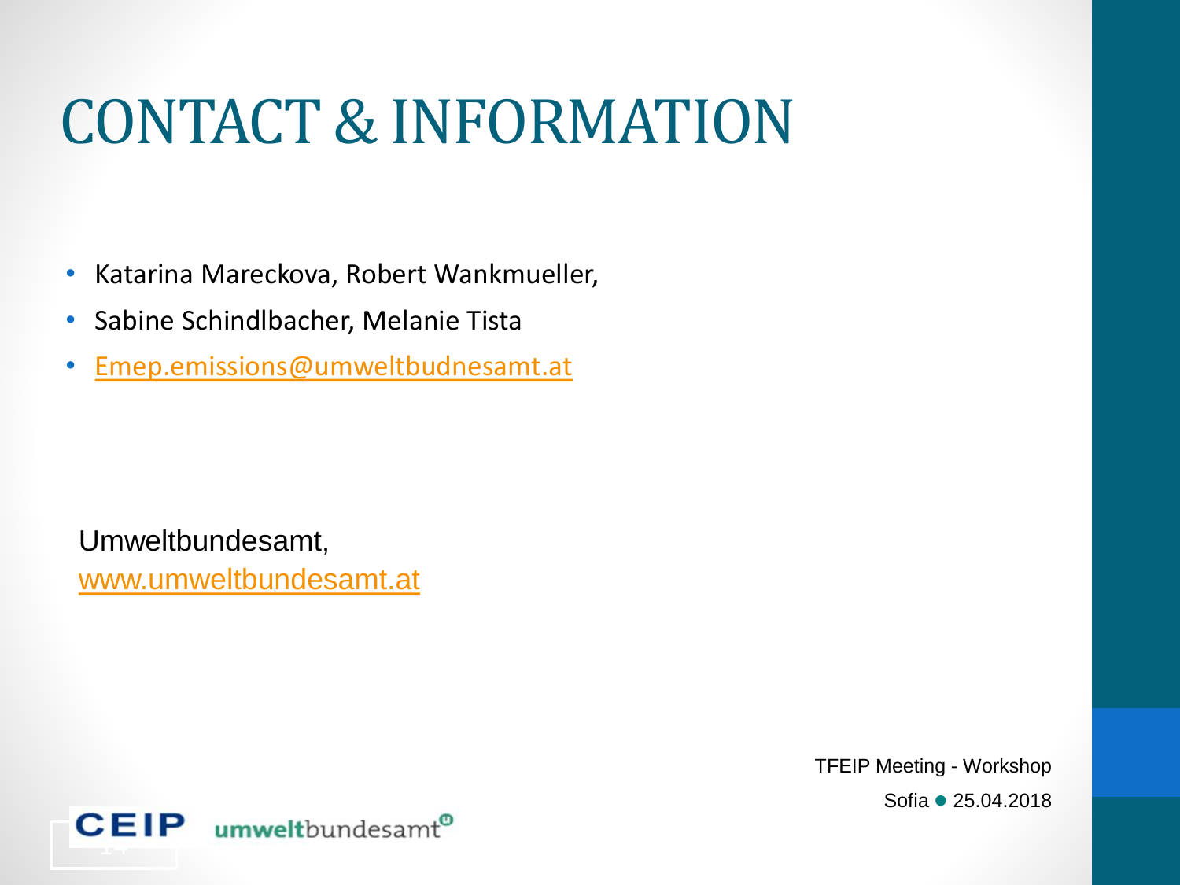# CONTACT & INFORMATION

- Katarina Mareckova, Robert Wankmueller,
- Sabine Schindlbacher, Melanie Tista
- Emep.emissions@umweltbudnesamt.at

Umweltbundesamt,
www.umweltbundesamt.at